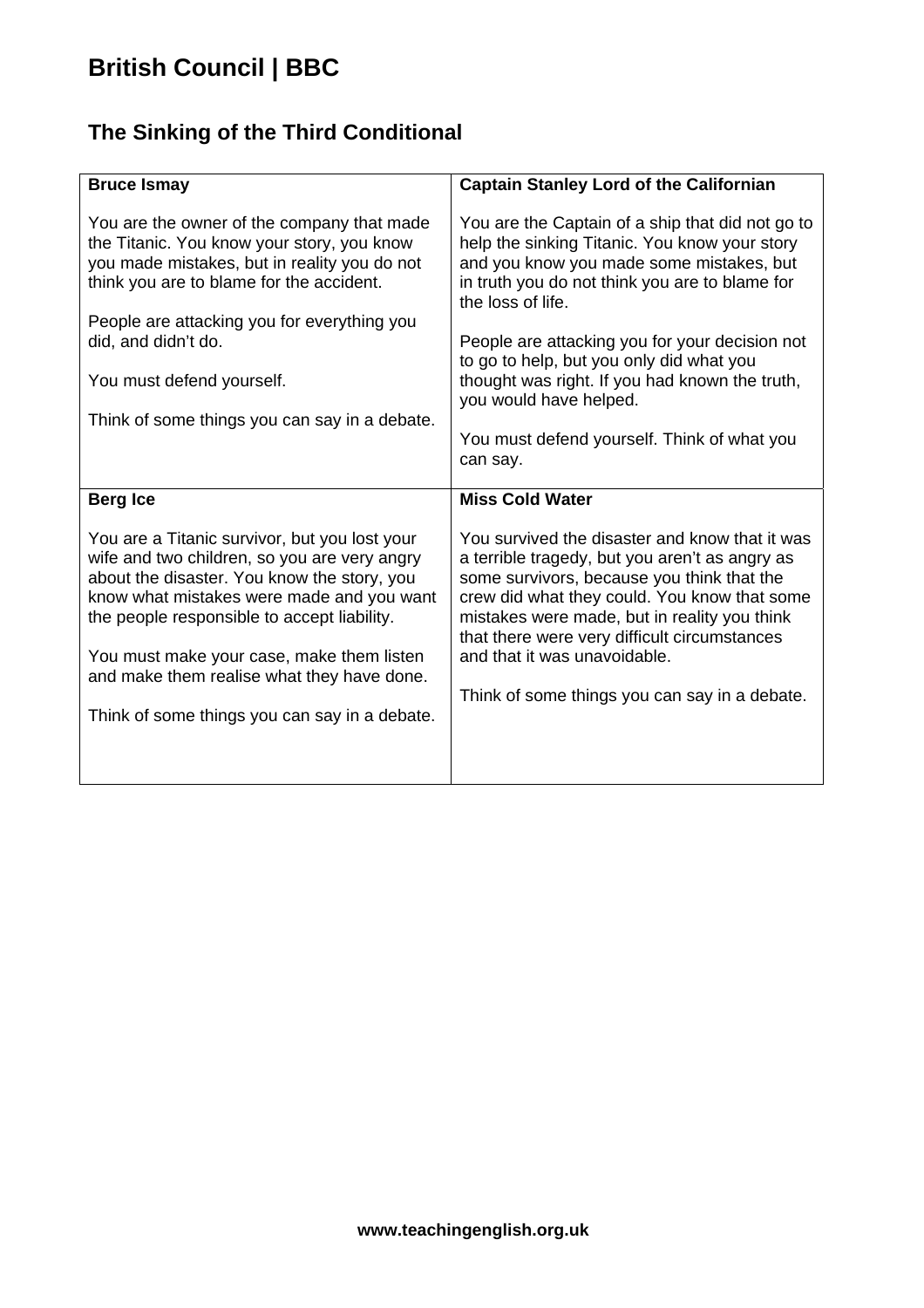# The Sinking of the Third Conditional

| **Bruce Ismay** | **Captain Stanley Lord of the Californian** |
|---|---|
| You are the owner of the company that made the Titanic. You know your story, you know you made mistakes, but in reality you do not think you are to blame for the accident.<br><br>People are attacking you for everything you did, and didn't do.<br><br>You must defend yourself.<br><br>Think of some things you can say in a debate. | You are the Captain of a ship that did not go to help the sinking Titanic. You know your story and you know you made some mistakes, but in truth you do not think you are to blame for the loss of life.<br><br>People are attacking you for your decision not to go to help, but you only did what you thought was right. If you had known the truth, you would have helped.<br><br>You must defend yourself. Think of what you can say. |
| **Berg Ice** | **Miss Cold Water** |
| You are a Titanic survivor, but you lost your wife and two children, so you are very angry about the disaster. You know the story, you know what mistakes were made and you want the people responsible to accept liability.<br><br>You must make your case, make them listen and make them realise what they have done.<br><br>Think of some things you can say in a debate. | You survived the disaster and know that it was a terrible tragedy, but you aren't as angry as some survivors, because you think that the crew did what they could. You know that some mistakes were made, but in reality you think that there were very difficult circumstances and that it was unavoidable.<br><br>Think of some things you can say in a debate. |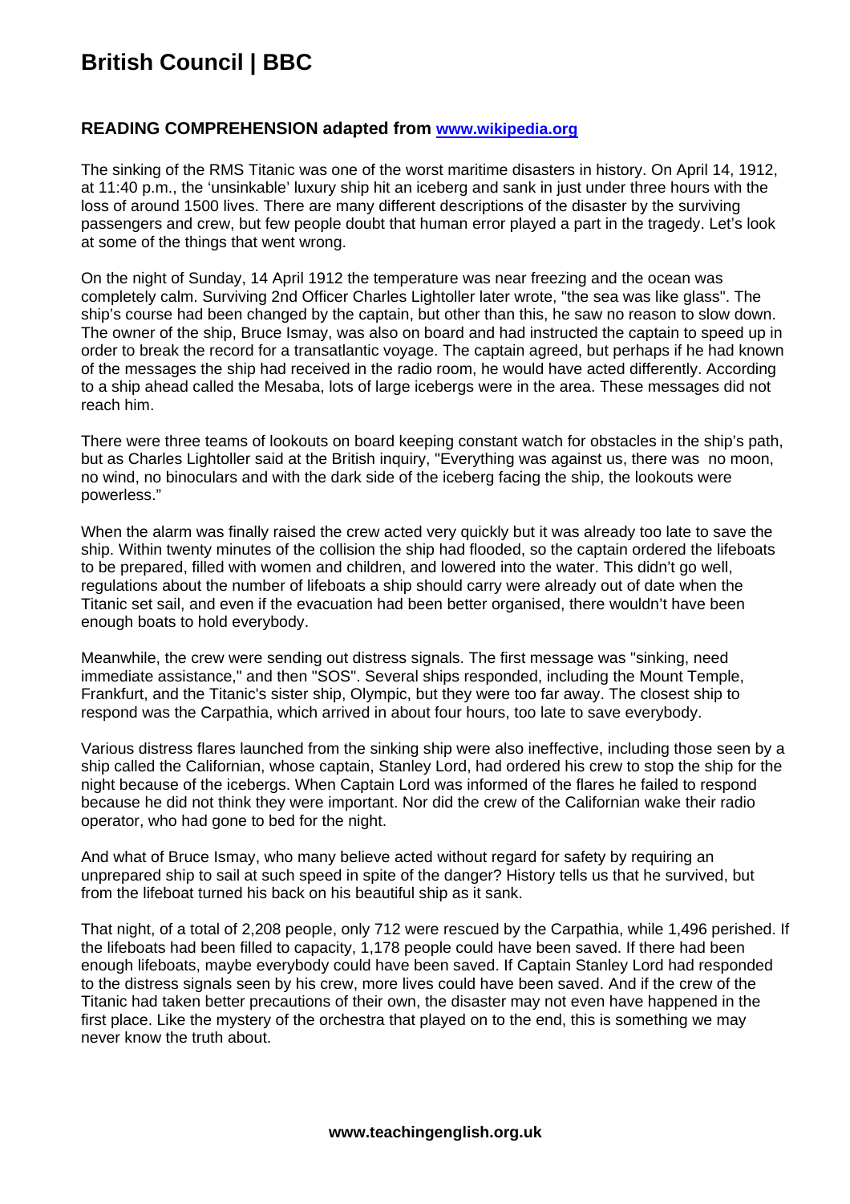### READING COMPREHENSION adapted from [www.wikipedia.org](www.wikipedia.org)

The sinking of the RMS Titanic was one of the worst maritime disasters in history. On April 14, 1912, at 11:40 p.m., the 'unsinkable' luxury ship hit an iceberg and sank in just under three hours with the loss of around 1500 lives. There are many different descriptions of the disaster by the surviving passengers and crew, but few people doubt that human error played a part in the tragedy. Let's look at some of the things that went wrong.

On the night of Sunday, 14 April 1912 the temperature was near freezing and the ocean was completely calm. Surviving 2nd Officer Charles Lightoller later wrote, "the sea was like glass". The ship's course had been changed by the captain, but other than this, he saw no reason to slow down. The owner of the ship, Bruce Ismay, was also on board and had instructed the captain to speed up in order to break the record for a transatlantic voyage. The captain agreed, but perhaps if he had known of the messages the ship had received in the radio room, he would have acted differently. According to a ship ahead called the Mesaba, lots of large icebergs were in the area. These messages did not reach him.

There were three teams of lookouts on board keeping constant watch for obstacles in the ship's path, but as Charles Lightoller said at the British inquiry, "Everything was against us, there was no moon, no wind, no binoculars and with the dark side of the iceberg facing the ship, the lookouts were powerless."

When the alarm was finally raised the crew acted very quickly but it was already too late to save the ship. Within twenty minutes of the collision the ship had flooded, so the captain ordered the lifeboats to be prepared, filled with women and children, and lowered into the water. This didn't go well, regulations about the number of lifeboats a ship should carry were already out of date when the Titanic set sail, and even if the evacuation had been better organised, there wouldn't have been enough boats to hold everybody.

Meanwhile, the crew were sending out distress signals. The first message was "sinking, need immediate assistance," and then "SOS". Several ships responded, including the Mount Temple, Frankfurt, and the Titanic's sister ship, Olympic, but they were too far away. The closest ship to respond was the Carpathia, which arrived in about four hours, too late to save everybody.

Various distress flares launched from the sinking ship were also ineffective, including those seen by a ship called the Californian, whose captain, Stanley Lord, had ordered his crew to stop the ship for the night because of the icebergs. When Captain Lord was informed of the flares he failed to respond because he did not think they were important. Nor did the crew of the Californian wake their radio operator, who had gone to bed for the night.

And what of Bruce Ismay, who many believe acted without regard for safety by requiring an unprepared ship to sail at such speed in spite of the danger? History tells us that he survived, but from the lifeboat turned his back on his beautiful ship as it sank.

That night, of a total of 2,208 people, only 712 were rescued by the Carpathia, while 1,496 perished. If the lifeboats had been filled to capacity, 1,178 people could have been saved. If there had been enough lifeboats, maybe everybody could have been saved. If Captain Stanley Lord had responded to the distress signals seen by his crew, more lives could have been saved. And if the crew of the Titanic had taken better precautions of their own, the disaster may not even have happened in the first place. Like the mystery of the orchestra that played on to the end, this is something we may never know the truth about.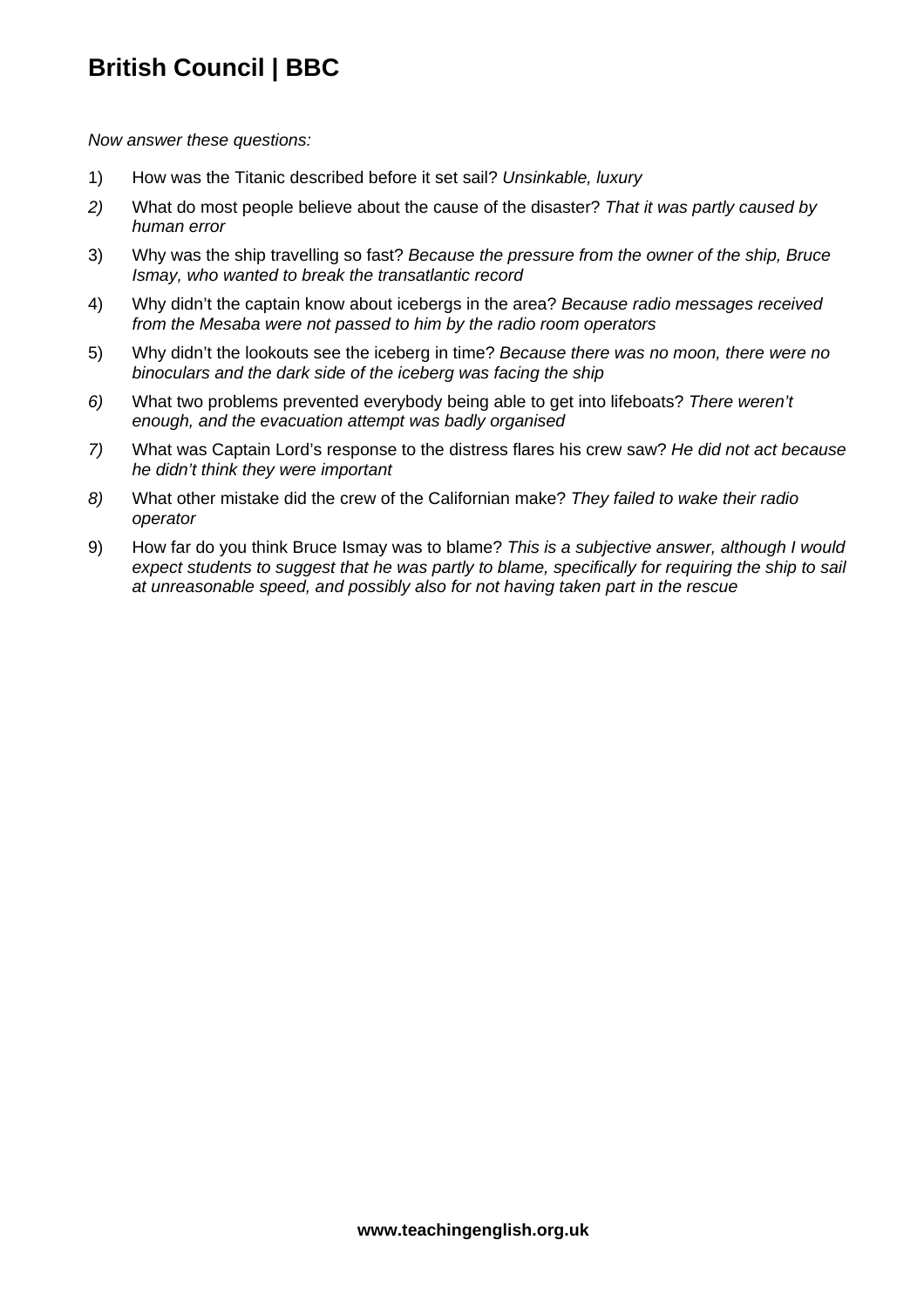*Now answer these questions:*

1) How was the Titanic described before it set sail? *Unsinkable, luxury*

*2)* What do most people believe about the cause of the disaster? *That it was partly caused by human error*

3) Why was the ship travelling so fast? *Because the pressure from the owner of the ship, Bruce Ismay, who wanted to break the transatlantic record*

4) Why didn't the captain know about icebergs in the area? *Because radio messages received from the Mesaba were not passed to him by the radio room operators*

5) Why didn't the lookouts see the iceberg in time? *Because there was no moon, there were no binoculars and the dark side of the iceberg was facing the ship*

*6)* What two problems prevented everybody being able to get into lifeboats? *There weren't enough, and the evacuation attempt was badly organised*

*7)* What was Captain Lord's response to the distress flares his crew saw? *He did not act because he didn't think they were important*

*8)* What other mistake did the crew of the Californian make? *They failed to wake their radio operator*

9) How far do you think Bruce Ismay was to blame? *This is a subjective answer, although I would expect students to suggest that he was partly to blame, specifically for requiring the ship to sail at unreasonable speed, and possibly also for not having taken part in the rescue*